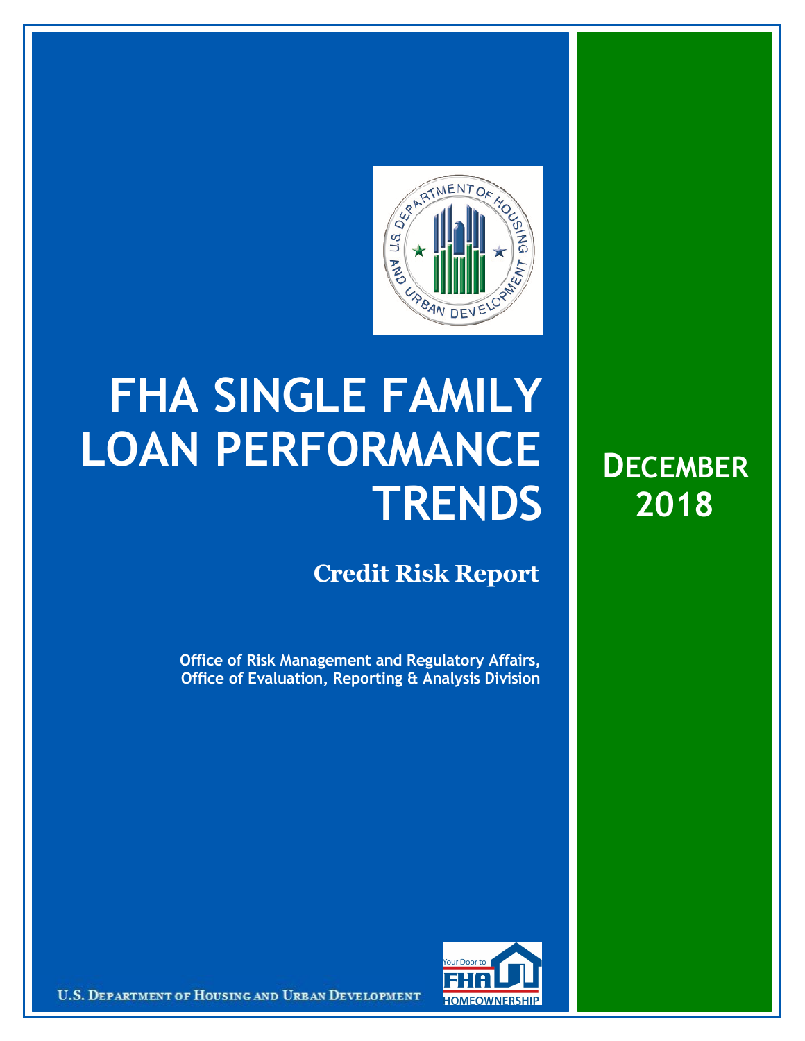# FHA SINGLE FAMILY LOAN PERFORMANCE TRENDS

## Credit Risk Report

**Office of Risk Management and Regulatory Affairs, Office of Evaluation, Reporting & Analysis Division**

## DECEMBER 2018

U.S. DEPARTMENT OF HOUSING AND URBAN DEVELOPMENT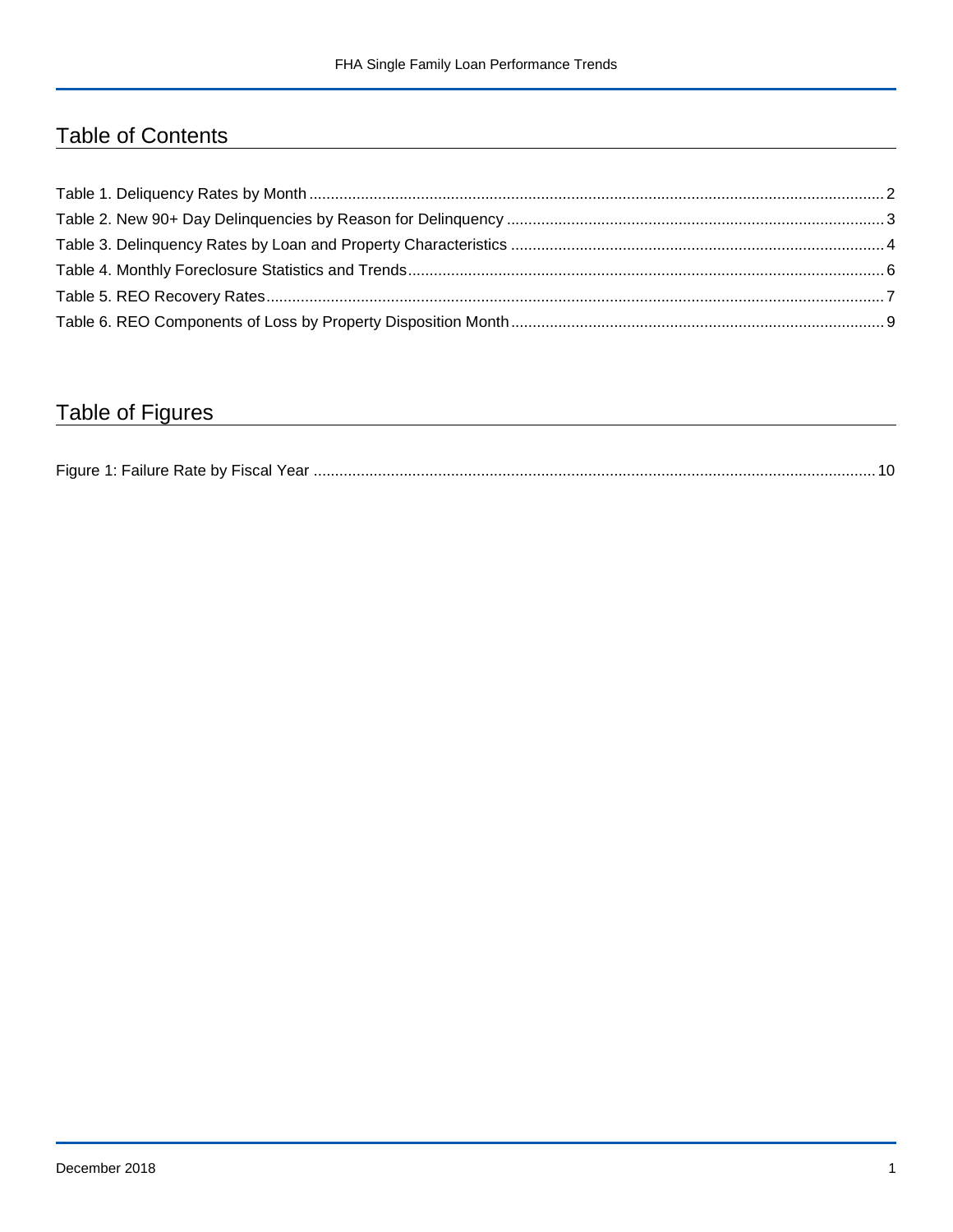## Table of Contents

Table 1. Deliquency Rates by Month ........................................................................................................................................ 2

Table 2. New 90+ Day Delinquencies by Reason for Delinquency ........................................................................................ 3

Table 3. Delinquency Rates by Loan and Property Characteristics ....................................................................................... 4

Table 4. Monthly Foreclosure Statistics and Trends ............................................................................................................... 6

Table 5. REO Recovery Rates ................................................................................................................................................ 7

Table 6. REO Components of Loss by Property Disposition Month ....................................................................................... 9

## Table of Figures

Figure 1: Failure Rate by Fiscal Year .................................................................................................................................... 10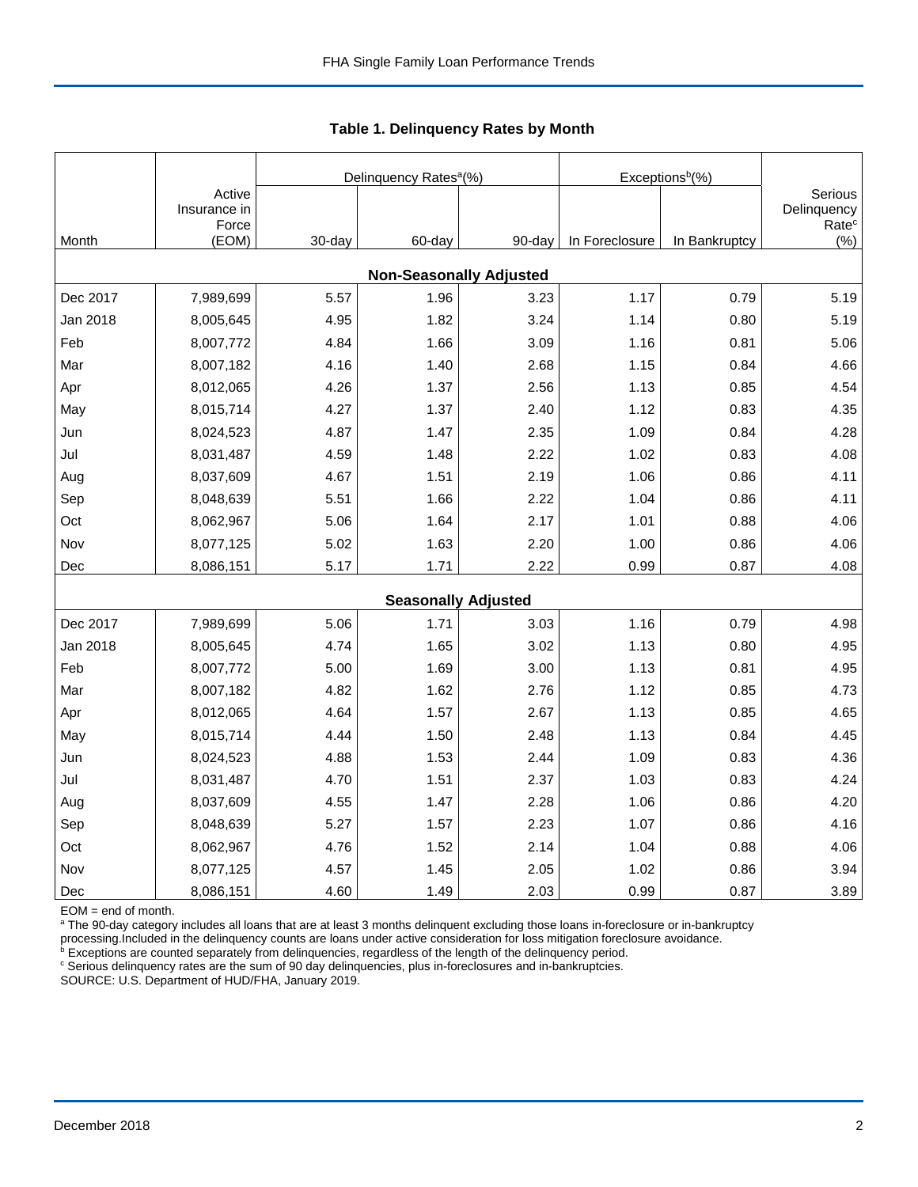FHA Single Family Loan Performance Trends

**Table 1. Delinquency Rates by Month**

| Month | Active Insurance in Force (EOM) | Delinquency Rates[a](%) | | | Exceptions[b](%) | | Serious Delinquency Rate[c] (%) |
|---|---|---|---|---|---|---|---|
| | | 30-day | 60-day | 90-day | In Foreclosure | In Bankruptcy | |
| **Non-Seasonally Adjusted** | | | | | | | |
| Dec 2017 | 7,989,699 | 5.57 | 1.96 | 3.23 | 1.17 | 0.79 | 5.19 |
| Jan 2018 | 8,005,645 | 4.95 | 1.82 | 3.24 | 1.14 | 0.80 | 5.19 |
| Feb | 8,007,772 | 4.84 | 1.66 | 3.09 | 1.16 | 0.81 | 5.06 |
| Mar | 8,007,182 | 4.16 | 1.40 | 2.68 | 1.15 | 0.84 | 4.66 |
| Apr | 8,012,065 | 4.26 | 1.37 | 2.56 | 1.13 | 0.85 | 4.54 |
| May | 8,015,714 | 4.27 | 1.37 | 2.40 | 1.12 | 0.83 | 4.35 |
| Jun | 8,024,523 | 4.87 | 1.47 | 2.35 | 1.09 | 0.84 | 4.28 |
| Jul | 8,031,487 | 4.59 | 1.48 | 2.22 | 1.02 | 0.83 | 4.08 |
| Aug | 8,037,609 | 4.67 | 1.51 | 2.19 | 1.06 | 0.86 | 4.11 |
| Sep | 8,048,639 | 5.51 | 1.66 | 2.22 | 1.04 | 0.86 | 4.11 |
| Oct | 8,062,967 | 5.06 | 1.64 | 2.17 | 1.01 | 0.88 | 4.06 |
| Nov | 8,077,125 | 5.02 | 1.63 | 2.20 | 1.00 | 0.86 | 4.06 |
| Dec | 8,086,151 | 5.17 | 1.71 | 2.22 | 0.99 | 0.87 | 4.08 |
| **Seasonally Adjusted** | | | | | | | |
| Dec 2017 | 7,989,699 | 5.06 | 1.71 | 3.03 | 1.16 | 0.79 | 4.98 |
| Jan 2018 | 8,005,645 | 4.74 | 1.65 | 3.02 | 1.13 | 0.80 | 4.95 |
| Feb | 8,007,772 | 5.00 | 1.69 | 3.00 | 1.13 | 0.81 | 4.95 |
| Mar | 8,007,182 | 4.82 | 1.62 | 2.76 | 1.12 | 0.85 | 4.73 |
| Apr | 8,012,065 | 4.64 | 1.57 | 2.67 | 1.13 | 0.85 | 4.65 |
| May | 8,015,714 | 4.44 | 1.50 | 2.48 | 1.13 | 0.84 | 4.45 |
| Jun | 8,024,523 | 4.88 | 1.53 | 2.44 | 1.09 | 0.83 | 4.36 |
| Jul | 8,031,487 | 4.70 | 1.51 | 2.37 | 1.03 | 0.83 | 4.24 |
| Aug | 8,037,609 | 4.55 | 1.47 | 2.28 | 1.06 | 0.86 | 4.20 |
| Sep | 8,048,639 | 5.27 | 1.57 | 2.23 | 1.07 | 0.86 | 4.16 |
| Oct | 8,062,967 | 4.76 | 1.52 | 2.14 | 1.04 | 0.88 | 4.06 |
| Nov | 8,077,125 | 4.57 | 1.45 | 2.05 | 1.02 | 0.86 | 3.94 |
| Dec | 8,086,151 | 4.60 | 1.49 | 2.03 | 0.99 | 0.87 | 3.89 |

EOM = end of month.

[a] The 90-day category includes all loans that are at least 3 months delinquent excluding those loans in-foreclosure or in-bankruptcy processing.Included in the delinquency counts are loans under active consideration for loss mitigation foreclosure avoidance.

[b] Exceptions are counted separately from delinquencies, regardless of the length of the delinquency period.

[c] Serious delinquency rates are the sum of 90 day delinquencies, plus in-foreclosures and in-bankruptcies.

SOURCE: U.S. Department of HUD/FHA, January 2019.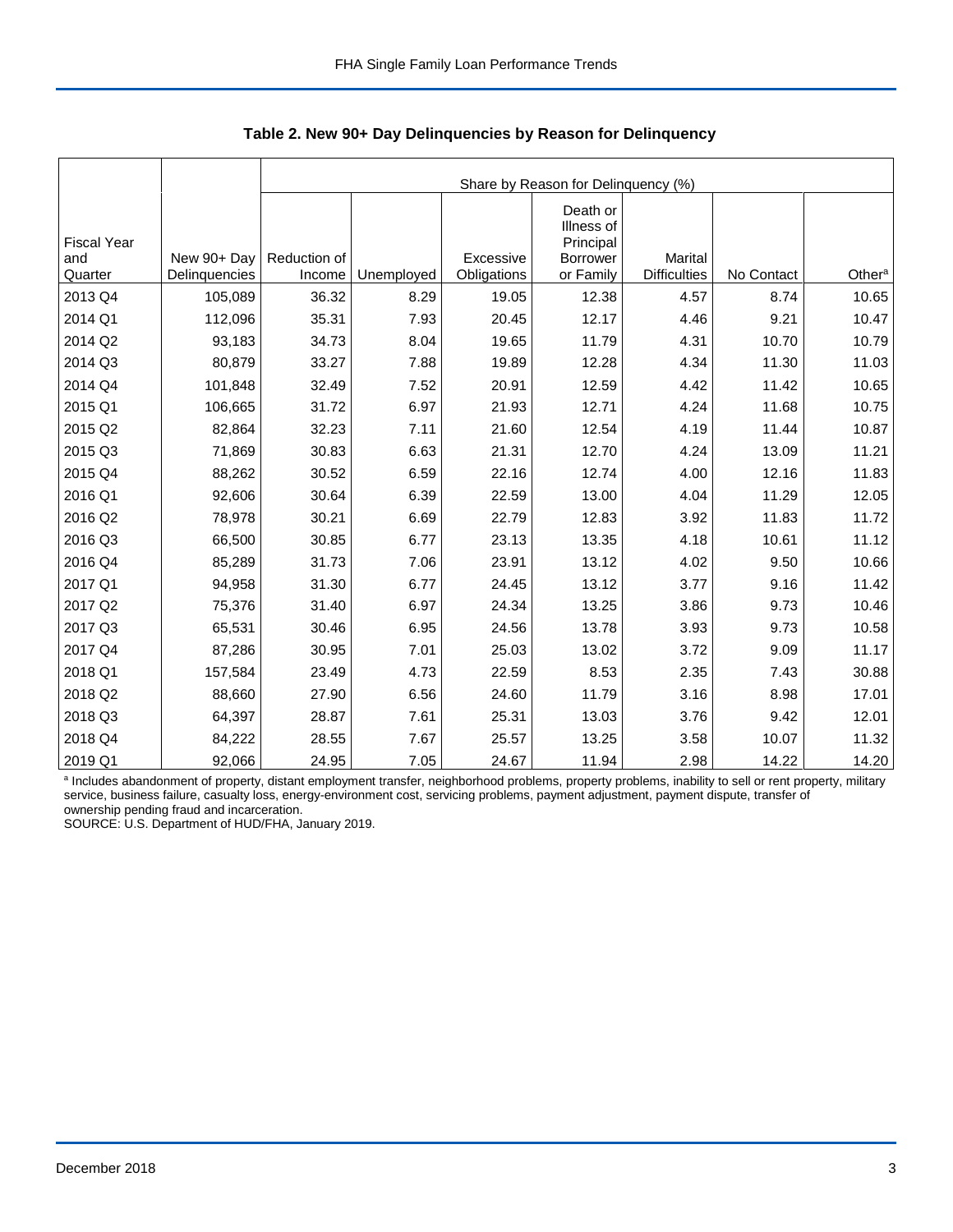**Table 2. New 90+ Day Delinquencies by Reason for Delinquency**

| | | Share by Reason for Delinquency (%) | | | | | | |
|---|---|---|---|---|---|---|---|---|
| Fiscal Year and Quarter | New 90+ Day Delinquencies | Reduction of Income | Unemployed | Excessive Obligations | Death or Illness of Principal Borrower or Family | Marital Difficulties | No Contact | Other[a] |
| 2013 Q4 | 105,089 | 36.32 | 8.29 | 19.05 | 12.38 | 4.57 | 8.74 | 10.65 |
| 2014 Q1 | 112,096 | 35.31 | 7.93 | 20.45 | 12.17 | 4.46 | 9.21 | 10.47 |
| 2014 Q2 | 93,183 | 34.73 | 8.04 | 19.65 | 11.79 | 4.31 | 10.70 | 10.79 |
| 2014 Q3 | 80,879 | 33.27 | 7.88 | 19.89 | 12.28 | 4.34 | 11.30 | 11.03 |
| 2014 Q4 | 101,848 | 32.49 | 7.52 | 20.91 | 12.59 | 4.42 | 11.42 | 10.65 |
| 2015 Q1 | 106,665 | 31.72 | 6.97 | 21.93 | 12.71 | 4.24 | 11.68 | 10.75 |
| 2015 Q2 | 82,864 | 32.23 | 7.11 | 21.60 | 12.54 | 4.19 | 11.44 | 10.87 |
| 2015 Q3 | 71,869 | 30.83 | 6.63 | 21.31 | 12.70 | 4.24 | 13.09 | 11.21 |
| 2015 Q4 | 88,262 | 30.52 | 6.59 | 22.16 | 12.74 | 4.00 | 12.16 | 11.83 |
| 2016 Q1 | 92,606 | 30.64 | 6.39 | 22.59 | 13.00 | 4.04 | 11.29 | 12.05 |
| 2016 Q2 | 78,978 | 30.21 | 6.69 | 22.79 | 12.83 | 3.92 | 11.83 | 11.72 |
| 2016 Q3 | 66,500 | 30.85 | 6.77 | 23.13 | 13.35 | 4.18 | 10.61 | 11.12 |
| 2016 Q4 | 85,289 | 31.73 | 7.06 | 23.91 | 13.12 | 4.02 | 9.50 | 10.66 |
| 2017 Q1 | 94,958 | 31.30 | 6.77 | 24.45 | 13.12 | 3.77 | 9.16 | 11.42 |
| 2017 Q2 | 75,376 | 31.40 | 6.97 | 24.34 | 13.25 | 3.86 | 9.73 | 10.46 |
| 2017 Q3 | 65,531 | 30.46 | 6.95 | 24.56 | 13.78 | 3.93 | 9.73 | 10.58 |
| 2017 Q4 | 87,286 | 30.95 | 7.01 | 25.03 | 13.02 | 3.72 | 9.09 | 11.17 |
| 2018 Q1 | 157,584 | 23.49 | 4.73 | 22.59 | 8.53 | 2.35 | 7.43 | 30.88 |
| 2018 Q2 | 88,660 | 27.90 | 6.56 | 24.60 | 11.79 | 3.16 | 8.98 | 17.01 |
| 2018 Q3 | 64,397 | 28.87 | 7.61 | 25.31 | 13.03 | 3.76 | 9.42 | 12.01 |
| 2018 Q4 | 84,222 | 28.55 | 7.67 | 25.57 | 13.25 | 3.58 | 10.07 | 11.32 |
| 2019 Q1 | 92,066 | 24.95 | 7.05 | 24.67 | 11.94 | 2.98 | 14.22 | 14.20 |

[a] Includes abandonment of property, distant employment transfer, neighborhood problems, property problems, inability to sell or rent property, military service, business failure, casualty loss, energy-environment cost, servicing problems, payment adjustment, payment dispute, transfer of ownership pending fraud and incarceration.

SOURCE: U.S. Department of HUD/FHA, January 2019.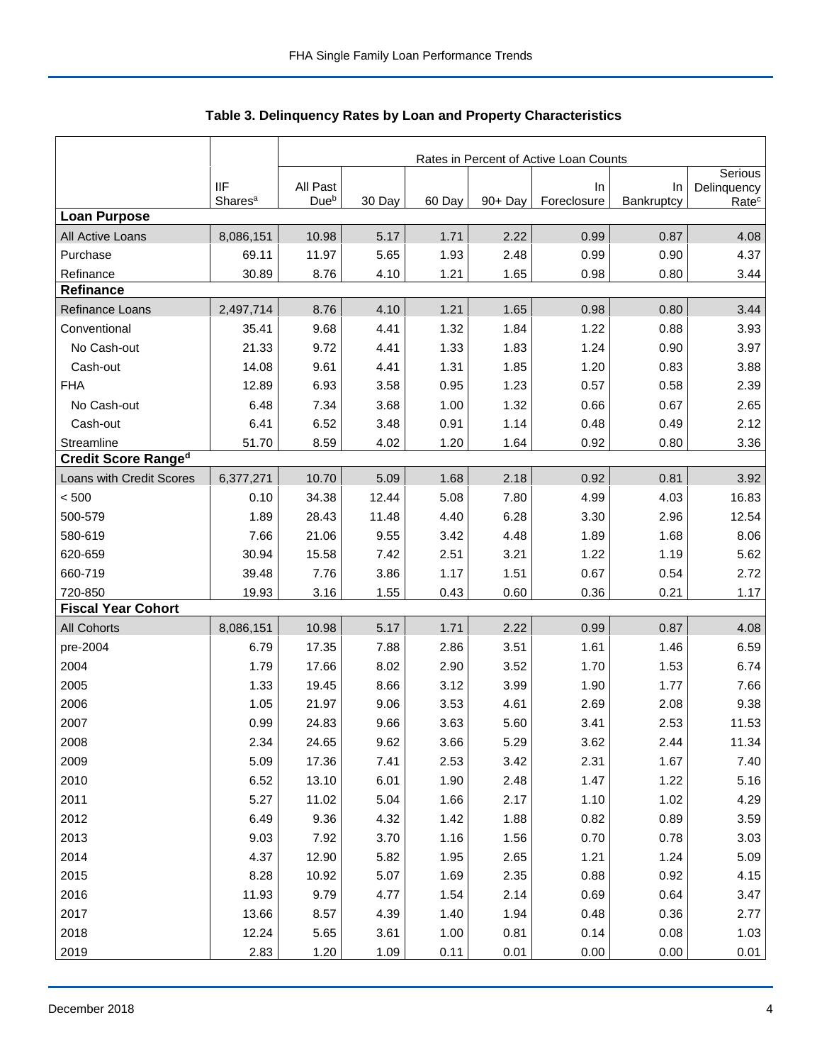**Table 3. Delinquency Rates by Loan and Property Characteristics**

| | | Rates in Percent of Active Loan Counts | | | | | | |
|---|---|---|---|---|---|---|---|---|
| | IIF Shares[a] | All Past Due[b] | 30 Day | 60 Day | 90+ Day | In Foreclosure | In Bankruptcy | Serious Delinquency Rate[c] |
| **Loan Purpose** | | | | | | | | |
| All Active Loans | 8,086,151 | 10.98 | 5.17 | 1.71 | 2.22 | 0.99 | 0.87 | 4.08 |
| Purchase | 69.11 | 11.97 | 5.65 | 1.93 | 2.48 | 0.99 | 0.90 | 4.37 |
| Refinance | 30.89 | 8.76 | 4.10 | 1.21 | 1.65 | 0.98 | 0.80 | 3.44 |
| **Refinance** | | | | | | | | |
| Refinance Loans | 2,497,714 | 8.76 | 4.10 | 1.21 | 1.65 | 0.98 | 0.80 | 3.44 |
| Conventional | 35.41 | 9.68 | 4.41 | 1.32 | 1.84 | 1.22 | 0.88 | 3.93 |
| No Cash-out | 21.33 | 9.72 | 4.41 | 1.33 | 1.83 | 1.24 | 0.90 | 3.97 |
| Cash-out | 14.08 | 9.61 | 4.41 | 1.31 | 1.85 | 1.20 | 0.83 | 3.88 |
| FHA | 12.89 | 6.93 | 3.58 | 0.95 | 1.23 | 0.57 | 0.58 | 2.39 |
| No Cash-out | 6.48 | 7.34 | 3.68 | 1.00 | 1.32 | 0.66 | 0.67 | 2.65 |
| Cash-out | 6.41 | 6.52 | 3.48 | 0.91 | 1.14 | 0.48 | 0.49 | 2.12 |
| Streamline | 51.70 | 8.59 | 4.02 | 1.20 | 1.64 | 0.92 | 0.80 | 3.36 |
| **Credit Score Range[d]** | | | | | | | | |
| Loans with Credit Scores | 6,377,271 | 10.70 | 5.09 | 1.68 | 2.18 | 0.92 | 0.81 | 3.92 |
| < 500 | 0.10 | 34.38 | 12.44 | 5.08 | 7.80 | 4.99 | 4.03 | 16.83 |
| 500-579 | 1.89 | 28.43 | 11.48 | 4.40 | 6.28 | 3.30 | 2.96 | 12.54 |
| 580-619 | 7.66 | 21.06 | 9.55 | 3.42 | 4.48 | 1.89 | 1.68 | 8.06 |
| 620-659 | 30.94 | 15.58 | 7.42 | 2.51 | 3.21 | 1.22 | 1.19 | 5.62 |
| 660-719 | 39.48 | 7.76 | 3.86 | 1.17 | 1.51 | 0.67 | 0.54 | 2.72 |
| 720-850 | 19.93 | 3.16 | 1.55 | 0.43 | 0.60 | 0.36 | 0.21 | 1.17 |
| **Fiscal Year Cohort** | | | | | | | | |
| All Cohorts | 8,086,151 | 10.98 | 5.17 | 1.71 | 2.22 | 0.99 | 0.87 | 4.08 |
| pre-2004 | 6.79 | 17.35 | 7.88 | 2.86 | 3.51 | 1.61 | 1.46 | 6.59 |
| 2004 | 1.79 | 17.66 | 8.02 | 2.90 | 3.52 | 1.70 | 1.53 | 6.74 |
| 2005 | 1.33 | 19.45 | 8.66 | 3.12 | 3.99 | 1.90 | 1.77 | 7.66 |
| 2006 | 1.05 | 21.97 | 9.06 | 3.53 | 4.61 | 2.69 | 2.08 | 9.38 |
| 2007 | 0.99 | 24.83 | 9.66 | 3.63 | 5.60 | 3.41 | 2.53 | 11.53 |
| 2008 | 2.34 | 24.65 | 9.62 | 3.66 | 5.29 | 3.62 | 2.44 | 11.34 |
| 2009 | 5.09 | 17.36 | 7.41 | 2.53 | 3.42 | 2.31 | 1.67 | 7.40 |
| 2010 | 6.52 | 13.10 | 6.01 | 1.90 | 2.48 | 1.47 | 1.22 | 5.16 |
| 2011 | 5.27 | 11.02 | 5.04 | 1.66 | 2.17 | 1.10 | 1.02 | 4.29 |
| 2012 | 6.49 | 9.36 | 4.32 | 1.42 | 1.88 | 0.82 | 0.89 | 3.59 |
| 2013 | 9.03 | 7.92 | 3.70 | 1.16 | 1.56 | 0.70 | 0.78 | 3.03 |
| 2014 | 4.37 | 12.90 | 5.82 | 1.95 | 2.65 | 1.21 | 1.24 | 5.09 |
| 2015 | 8.28 | 10.92 | 5.07 | 1.69 | 2.35 | 0.88 | 0.92 | 4.15 |
| 2016 | 11.93 | 9.79 | 4.77 | 1.54 | 2.14 | 0.69 | 0.64 | 3.47 |
| 2017 | 13.66 | 8.57 | 4.39 | 1.40 | 1.94 | 0.48 | 0.36 | 2.77 |
| 2018 | 12.24 | 5.65 | 3.61 | 1.00 | 0.81 | 0.14 | 0.08 | 1.03 |
| 2019 | 2.83 | 1.20 | 1.09 | 0.11 | 0.01 | 0.00 | 0.00 | 0.01 |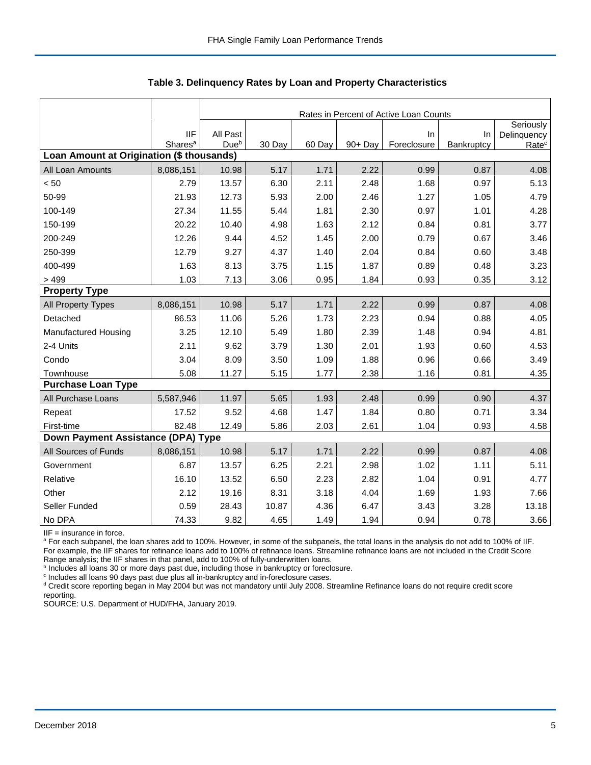## Table 3. Delinquency Rates by Loan and Property Characteristics

| | | Rates in Percent of Active Loan Counts | | | | | | |
|---|---|---|---|---|---|---|---|---|
| | IIF Shares[a] | All Past Due[b] | 30 Day | 60 Day | 90+ Day | In Foreclosure | In Bankruptcy | Seriously Delinquency Rate[c] |
| **Loan Amount at Origination ($ thousands)** | | | | | | | | |
| All Loan Amounts | 8,086,151 | 10.98 | 5.17 | 1.71 | 2.22 | 0.99 | 0.87 | 4.08 |
| < 50 | 2.79 | 13.57 | 6.30 | 2.11 | 2.48 | 1.68 | 0.97 | 5.13 |
| 50-99 | 21.93 | 12.73 | 5.93 | 2.00 | 2.46 | 1.27 | 1.05 | 4.79 |
| 100-149 | 27.34 | 11.55 | 5.44 | 1.81 | 2.30 | 0.97 | 1.01 | 4.28 |
| 150-199 | 20.22 | 10.40 | 4.98 | 1.63 | 2.12 | 0.84 | 0.81 | 3.77 |
| 200-249 | 12.26 | 9.44 | 4.52 | 1.45 | 2.00 | 0.79 | 0.67 | 3.46 |
| 250-399 | 12.79 | 9.27 | 4.37 | 1.40 | 2.04 | 0.84 | 0.60 | 3.48 |
| 400-499 | 1.63 | 8.13 | 3.75 | 1.15 | 1.87 | 0.89 | 0.48 | 3.23 |
| > 499 | 1.03 | 7.13 | 3.06 | 0.95 | 1.84 | 0.93 | 0.35 | 3.12 |
| **Property Type** | | | | | | | | |
| All Property Types | 8,086,151 | 10.98 | 5.17 | 1.71 | 2.22 | 0.99 | 0.87 | 4.08 |
| Detached | 86.53 | 11.06 | 5.26 | 1.73 | 2.23 | 0.94 | 0.88 | 4.05 |
| Manufactured Housing | 3.25 | 12.10 | 5.49 | 1.80 | 2.39 | 1.48 | 0.94 | 4.81 |
| 2-4 Units | 2.11 | 9.62 | 3.79 | 1.30 | 2.01 | 1.93 | 0.60 | 4.53 |
| Condo | 3.04 | 8.09 | 3.50 | 1.09 | 1.88 | 0.96 | 0.66 | 3.49 |
| Townhouse | 5.08 | 11.27 | 5.15 | 1.77 | 2.38 | 1.16 | 0.81 | 4.35 |
| **Purchase Loan Type** | | | | | | | | |
| All Purchase Loans | 5,587,946 | 11.97 | 5.65 | 1.93 | 2.48 | 0.99 | 0.90 | 4.37 |
| Repeat | 17.52 | 9.52 | 4.68 | 1.47 | 1.84 | 0.80 | 0.71 | 3.34 |
| First-time | 82.48 | 12.49 | 5.86 | 2.03 | 2.61 | 1.04 | 0.93 | 4.58 |
| **Down Payment Assistance (DPA) Type** | | | | | | | | |
| All Sources of Funds | 8,086,151 | 10.98 | 5.17 | 1.71 | 2.22 | 0.99 | 0.87 | 4.08 |
| Government | 6.87 | 13.57 | 6.25 | 2.21 | 2.98 | 1.02 | 1.11 | 5.11 |
| Relative | 16.10 | 13.52 | 6.50 | 2.23 | 2.82 | 1.04 | 0.91 | 4.77 |
| Other | 2.12 | 19.16 | 8.31 | 3.18 | 4.04 | 1.69 | 1.93 | 7.66 |
| Seller Funded | 0.59 | 28.43 | 10.87 | 4.36 | 6.47 | 3.43 | 3.28 | 13.18 |
| No DPA | 74.33 | 9.82 | 4.65 | 1.49 | 1.94 | 0.94 | 0.78 | 3.66 |

IIF = insurance in force.

[a] For each subpanel, the loan shares add to 100%. However, in some of the subpanels, the total loans in the analysis do not add to 100% of IIF. For example, the IIF shares for refinance loans add to 100% of refinance loans. Streamline refinance loans are not included in the Credit Score Range analysis; the IIF shares in that panel, add to 100% of fully-underwritten loans.

[b] Includes all loans 30 or more days past due, including those in bankruptcy or foreclosure.

[c] Includes all loans 90 days past due plus all in-bankruptcy and in-foreclosure cases.

[d] Credit score reporting began in May 2004 but was not mandatory until July 2008. Streamline Refinance loans do not require credit score reporting.

SOURCE: U.S. Department of HUD/FHA, January 2019.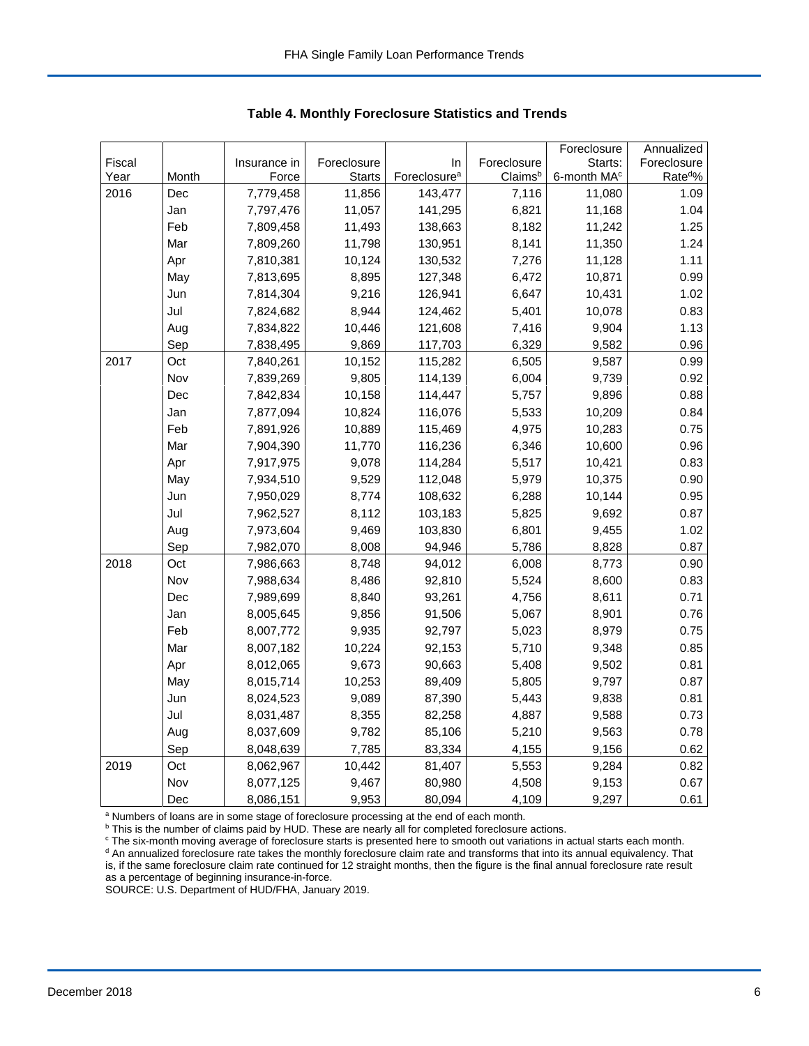**Table 4. Monthly Foreclosure Statistics and Trends**

| Fiscal Year | Month | Insurance in Force | Foreclosure Starts | In Foreclosure[a] | Foreclosure Claims[b] | Foreclosure Starts: 6-month MA[c] | Annualized Foreclosure Rate[d]% |
|---|---|---|---|---|---|---|---|
| 2016 | Dec | 7,779,458 | 11,856 | 143,477 | 7,116 | 11,080 | 1.09 |
| | Jan | 7,797,476 | 11,057 | 141,295 | 6,821 | 11,168 | 1.04 |
| | Feb | 7,809,458 | 11,493 | 138,663 | 8,182 | 11,242 | 1.25 |
| | Mar | 7,809,260 | 11,798 | 130,951 | 8,141 | 11,350 | 1.24 |
| | Apr | 7,810,381 | 10,124 | 130,532 | 7,276 | 11,128 | 1.11 |
| | May | 7,813,695 | 8,895 | 127,348 | 6,472 | 10,871 | 0.99 |
| | Jun | 7,814,304 | 9,216 | 126,941 | 6,647 | 10,431 | 1.02 |
| | Jul | 7,824,682 | 8,944 | 124,462 | 5,401 | 10,078 | 0.83 |
| | Aug | 7,834,822 | 10,446 | 121,608 | 7,416 | 9,904 | 1.13 |
| | Sep | 7,838,495 | 9,869 | 117,703 | 6,329 | 9,582 | 0.96 |
| 2017 | Oct | 7,840,261 | 10,152 | 115,282 | 6,505 | 9,587 | 0.99 |
| | Nov | 7,839,269 | 9,805 | 114,139 | 6,004 | 9,739 | 0.92 |
| | Dec | 7,842,834 | 10,158 | 114,447 | 5,757 | 9,896 | 0.88 |
| | Jan | 7,877,094 | 10,824 | 116,076 | 5,533 | 10,209 | 0.84 |
| | Feb | 7,891,926 | 10,889 | 115,469 | 4,975 | 10,283 | 0.75 |
| | Mar | 7,904,390 | 11,770 | 116,236 | 6,346 | 10,600 | 0.96 |
| | Apr | 7,917,975 | 9,078 | 114,284 | 5,517 | 10,421 | 0.83 |
| | May | 7,934,510 | 9,529 | 112,048 | 5,979 | 10,375 | 0.90 |
| | Jun | 7,950,029 | 8,774 | 108,632 | 6,288 | 10,144 | 0.95 |
| | Jul | 7,962,527 | 8,112 | 103,183 | 5,825 | 9,692 | 0.87 |
| | Aug | 7,973,604 | 9,469 | 103,830 | 6,801 | 9,455 | 1.02 |
| | Sep | 7,982,070 | 8,008 | 94,946 | 5,786 | 8,828 | 0.87 |
| 2018 | Oct | 7,986,663 | 8,748 | 94,012 | 6,008 | 8,773 | 0.90 |
| | Nov | 7,988,634 | 8,486 | 92,810 | 5,524 | 8,600 | 0.83 |
| | Dec | 7,989,699 | 8,840 | 93,261 | 4,756 | 8,611 | 0.71 |
| | Jan | 8,005,645 | 9,856 | 91,506 | 5,067 | 8,901 | 0.76 |
| | Feb | 8,007,772 | 9,935 | 92,797 | 5,023 | 8,979 | 0.75 |
| | Mar | 8,007,182 | 10,224 | 92,153 | 5,710 | 9,348 | 0.85 |
| | Apr | 8,012,065 | 9,673 | 90,663 | 5,408 | 9,502 | 0.81 |
| | May | 8,015,714 | 10,253 | 89,409 | 5,805 | 9,797 | 0.87 |
| | Jun | 8,024,523 | 9,089 | 87,390 | 5,443 | 9,838 | 0.81 |
| | Jul | 8,031,487 | 8,355 | 82,258 | 4,887 | 9,588 | 0.73 |
| | Aug | 8,037,609 | 9,782 | 85,106 | 5,210 | 9,563 | 0.78 |
| | Sep | 8,048,639 | 7,785 | 83,334 | 4,155 | 9,156 | 0.62 |
| 2019 | Oct | 8,062,967 | 10,442 | 81,407 | 5,553 | 9,284 | 0.82 |
| | Nov | 8,077,125 | 9,467 | 80,980 | 4,508 | 9,153 | 0.67 |
| | Dec | 8,086,151 | 9,953 | 80,094 | 4,109 | 9,297 | 0.61 |

[a] Numbers of loans are in some stage of foreclosure processing at the end of each month.
[b] This is the number of claims paid by HUD. These are nearly all for completed foreclosure actions.
[c] The six-month moving average of foreclosure starts is presented here to smooth out variations in actual starts each month.
[d] An annualized foreclosure rate takes the monthly foreclosure claim rate and transforms that into its annual equivalency. That is, if the same foreclosure claim rate continued for 12 straight months, then the figure is the final annual foreclosure rate result as a percentage of beginning insurance-in-force.
SOURCE: U.S. Department of HUD/FHA, January 2019.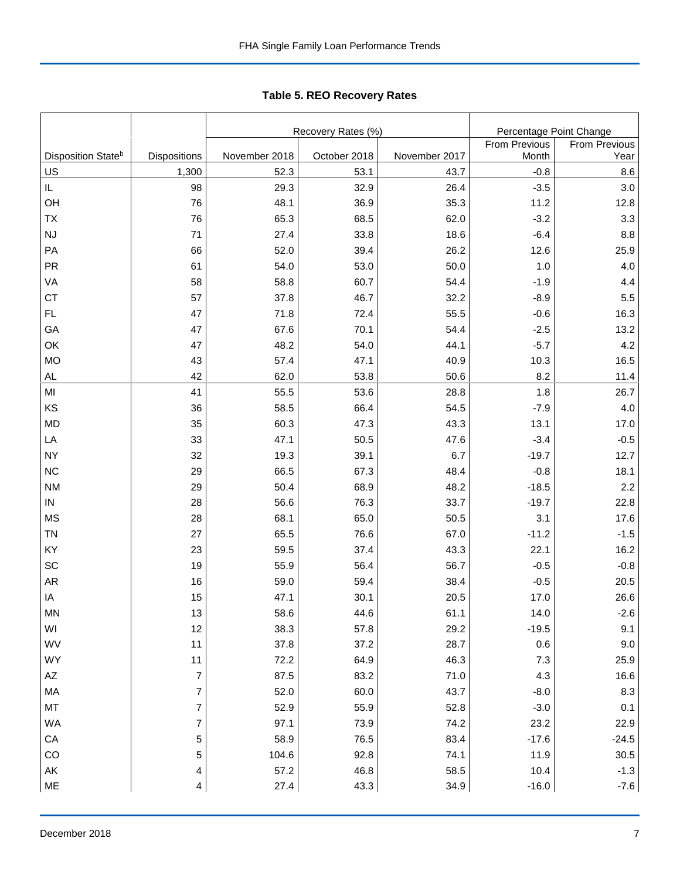## Table 5. REO Recovery Rates

| | | Recovery Rates (%) | | | Percentage Point Change | |
|---|---|---|---|---|---|---|
| Disposition State[b] | Dispositions | November 2018 | October 2018 | November 2017 | From Previous Month | From Previous Year |
| US | 1,300 | 52.3 | 53.1 | 43.7 | -0.8 | 8.6 |
| IL | 98 | 29.3 | 32.9 | 26.4 | -3.5 | 3.0 |
| OH | 76 | 48.1 | 36.9 | 35.3 | 11.2 | 12.8 |
| TX | 76 | 65.3 | 68.5 | 62.0 | -3.2 | 3.3 |
| NJ | 71 | 27.4 | 33.8 | 18.6 | -6.4 | 8.8 |
| PA | 66 | 52.0 | 39.4 | 26.2 | 12.6 | 25.9 |
| PR | 61 | 54.0 | 53.0 | 50.0 | 1.0 | 4.0 |
| VA | 58 | 58.8 | 60.7 | 54.4 | -1.9 | 4.4 |
| CT | 57 | 37.8 | 46.7 | 32.2 | -8.9 | 5.5 |
| FL | 47 | 71.8 | 72.4 | 55.5 | -0.6 | 16.3 |
| GA | 47 | 67.6 | 70.1 | 54.4 | -2.5 | 13.2 |
| OK | 47 | 48.2 | 54.0 | 44.1 | -5.7 | 4.2 |
| MO | 43 | 57.4 | 47.1 | 40.9 | 10.3 | 16.5 |
| AL | 42 | 62.0 | 53.8 | 50.6 | 8.2 | 11.4 |
| MI | 41 | 55.5 | 53.6 | 28.8 | 1.8 | 26.7 |
| KS | 36 | 58.5 | 66.4 | 54.5 | -7.9 | 4.0 |
| MD | 35 | 60.3 | 47.3 | 43.3 | 13.1 | 17.0 |
| LA | 33 | 47.1 | 50.5 | 47.6 | -3.4 | -0.5 |
| NY | 32 | 19.3 | 39.1 | 6.7 | -19.7 | 12.7 |
| NC | 29 | 66.5 | 67.3 | 48.4 | -0.8 | 18.1 |
| NM | 29 | 50.4 | 68.9 | 48.2 | -18.5 | 2.2 |
| IN | 28 | 56.6 | 76.3 | 33.7 | -19.7 | 22.8 |
| MS | 28 | 68.1 | 65.0 | 50.5 | 3.1 | 17.6 |
| TN | 27 | 65.5 | 76.6 | 67.0 | -11.2 | -1.5 |
| KY | 23 | 59.5 | 37.4 | 43.3 | 22.1 | 16.2 |
| SC | 19 | 55.9 | 56.4 | 56.7 | -0.5 | -0.8 |
| AR | 16 | 59.0 | 59.4 | 38.4 | -0.5 | 20.5 |
| IA | 15 | 47.1 | 30.1 | 20.5 | 17.0 | 26.6 |
| MN | 13 | 58.6 | 44.6 | 61.1 | 14.0 | -2.6 |
| WI | 12 | 38.3 | 57.8 | 29.2 | -19.5 | 9.1 |
| WV | 11 | 37.8 | 37.2 | 28.7 | 0.6 | 9.0 |
| WY | 11 | 72.2 | 64.9 | 46.3 | 7.3 | 25.9 |
| AZ | 7 | 87.5 | 83.2 | 71.0 | 4.3 | 16.6 |
| MA | 7 | 52.0 | 60.0 | 43.7 | -8.0 | 8.3 |
| MT | 7 | 52.9 | 55.9 | 52.8 | -3.0 | 0.1 |
| WA | 7 | 97.1 | 73.9 | 74.2 | 23.2 | 22.9 |
| CA | 5 | 58.9 | 76.5 | 83.4 | -17.6 | -24.5 |
| CO | 5 | 104.6 | 92.8 | 74.1 | 11.9 | 30.5 |
| AK | 4 | 57.2 | 46.8 | 58.5 | 10.4 | -1.3 |
| ME | 4 | 27.4 | 43.3 | 34.9 | -16.0 | -7.6 |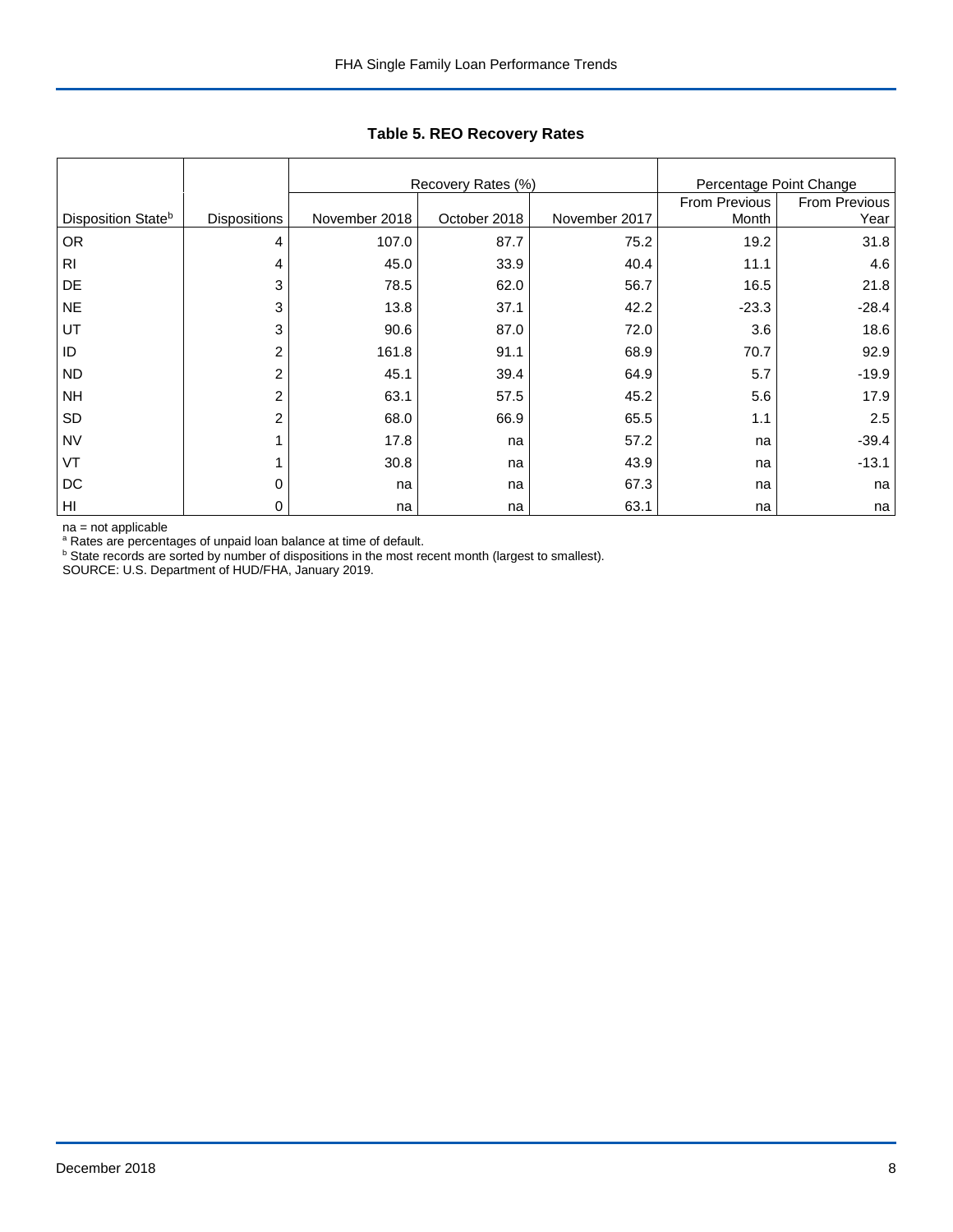**Table 5. REO Recovery Rates**

| | | Recovery Rates (%) | | | Percentage Point Change | |
|---|---|---|---|---|---|---|
| Disposition State[b] | Dispositions | November 2018 | October 2018 | November 2017 | From Previous Month | From Previous Year |
| OR | 4 | 107.0 | 87.7 | 75.2 | 19.2 | 31.8 |
| RI | 4 | 45.0 | 33.9 | 40.4 | 11.1 | 4.6 |
| DE | 3 | 78.5 | 62.0 | 56.7 | 16.5 | 21.8 |
| NE | 3 | 13.8 | 37.1 | 42.2 | -23.3 | -28.4 |
| UT | 3 | 90.6 | 87.0 | 72.0 | 3.6 | 18.6 |
| ID | 2 | 161.8 | 91.1 | 68.9 | 70.7 | 92.9 |
| ND | 2 | 45.1 | 39.4 | 64.9 | 5.7 | -19.9 |
| NH | 2 | 63.1 | 57.5 | 45.2 | 5.6 | 17.9 |
| SD | 2 | 68.0 | 66.9 | 65.5 | 1.1 | 2.5 |
| NV | 1 | 17.8 | na | 57.2 | na | -39.4 |
| VT | 1 | 30.8 | na | 43.9 | na | -13.1 |
| DC | 0 | na | na | 67.3 | na | na |
| HI | 0 | na | na | 63.1 | na | na |

na = not applicable
[a] Rates are percentages of unpaid loan balance at time of default.
[b] State records are sorted by number of dispositions in the most recent month (largest to smallest).
SOURCE: U.S. Department of HUD/FHA, January 2019.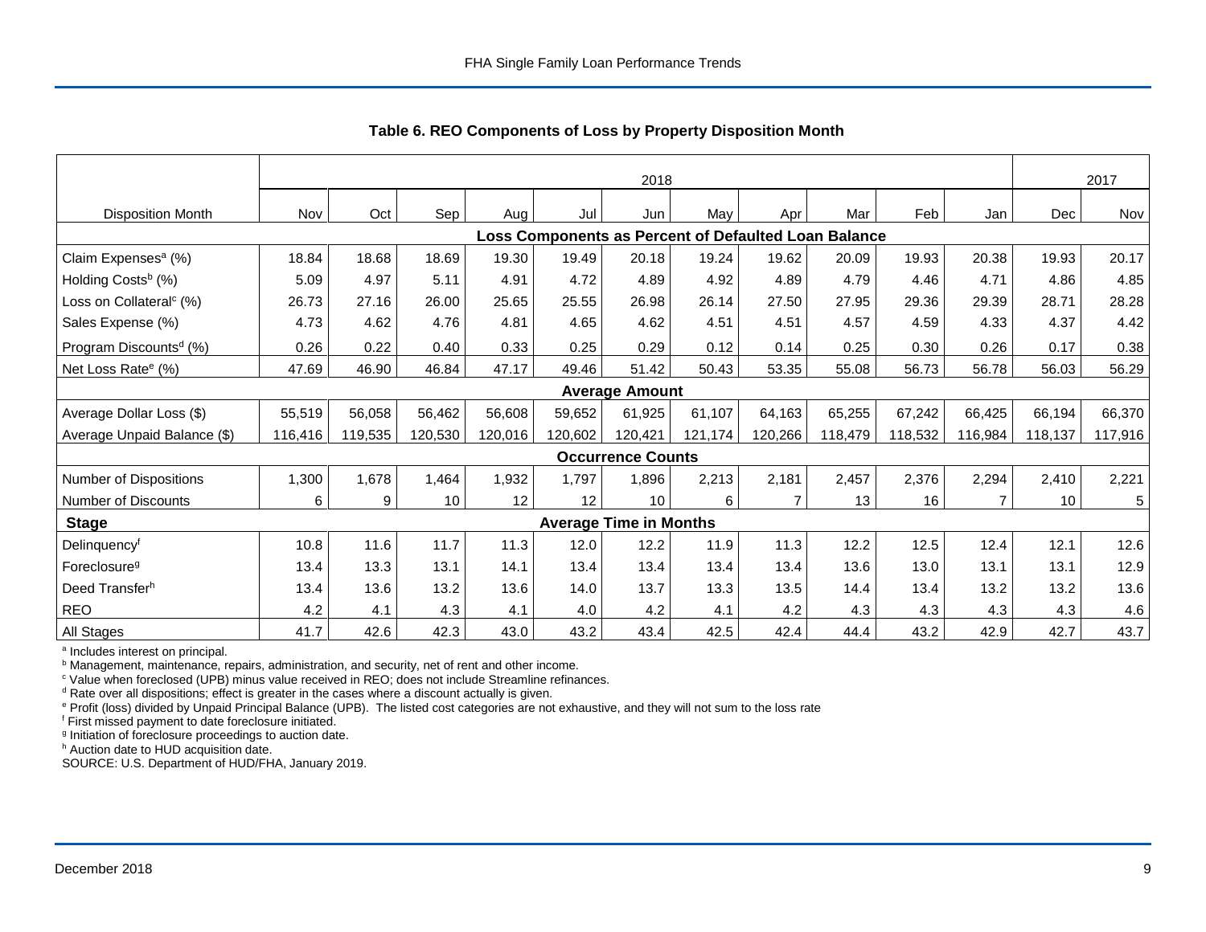## Table 6. REO Components of Loss by Property Disposition Month

| | 2018 | | | | | | | | | | | 2017 | |
|---|---|---|---|---|---|---|---|---|---|---|---|---|---|
| Disposition Month | Nov | Oct | Sep | Aug | Jul | Jun | May | Apr | Mar | Feb | Jan | Dec | Nov |
| **Loss Components as Percent of Defaulted Loan Balance** | | | | | | | | | | | | | |
| Claim Expenses[a] (%) | 18.84 | 18.68 | 18.69 | 19.30 | 19.49 | 20.18 | 19.24 | 19.62 | 20.09 | 19.93 | 20.38 | 19.93 | 20.17 |
| Holding Costs[b] (%) | 5.09 | 4.97 | 5.11 | 4.91 | 4.72 | 4.89 | 4.92 | 4.89 | 4.79 | 4.46 | 4.71 | 4.86 | 4.85 |
| Loss on Collateral[c] (%) | 26.73 | 27.16 | 26.00 | 25.65 | 25.55 | 26.98 | 26.14 | 27.50 | 27.95 | 29.36 | 29.39 | 28.71 | 28.28 |
| Sales Expense (%) | 4.73 | 4.62 | 4.76 | 4.81 | 4.65 | 4.62 | 4.51 | 4.51 | 4.57 | 4.59 | 4.33 | 4.37 | 4.42 |
| Program Discounts[d] (%) | 0.26 | 0.22 | 0.40 | 0.33 | 0.25 | 0.29 | 0.12 | 0.14 | 0.25 | 0.30 | 0.26 | 0.17 | 0.38 |
| Net Loss Rate[e] (%) | 47.69 | 46.90 | 46.84 | 47.17 | 49.46 | 51.42 | 50.43 | 53.35 | 55.08 | 56.73 | 56.78 | 56.03 | 56.29 |
| **Average Amount** | | | | | | | | | | | | | |
| Average Dollar Loss ($) | 55,519 | 56,058 | 56,462 | 56,608 | 59,652 | 61,925 | 61,107 | 64,163 | 65,255 | 67,242 | 66,425 | 66,194 | 66,370 |
| Average Unpaid Balance ($) | 116,416 | 119,535 | 120,530 | 120,016 | 120,602 | 120,421 | 121,174 | 120,266 | 118,479 | 118,532 | 116,984 | 118,137 | 117,916 |
| **Occurrence Counts** | | | | | | | | | | | | | |
| Number of Dispositions | 1,300 | 1,678 | 1,464 | 1,932 | 1,797 | 1,896 | 2,213 | 2,181 | 2,457 | 2,376 | 2,294 | 2,410 | 2,221 |
| Number of Discounts | 6 | 9 | 10 | 12 | 12 | 10 | 6 | 7 | 13 | 16 | 7 | 10 | 5 |
| **Stage** | **Average Time in Months** | | | | | | | | | | | | |
| Delinquency[f] | 10.8 | 11.6 | 11.7 | 11.3 | 12.0 | 12.2 | 11.9 | 11.3 | 12.2 | 12.5 | 12.4 | 12.1 | 12.6 |
| Foreclosure[g] | 13.4 | 13.3 | 13.1 | 14.1 | 13.4 | 13.4 | 13.4 | 13.4 | 13.6 | 13.0 | 13.1 | 13.1 | 12.9 |
| Deed Transfer[h] | 13.4 | 13.6 | 13.2 | 13.6 | 14.0 | 13.7 | 13.3 | 13.5 | 14.4 | 13.4 | 13.2 | 13.2 | 13.6 |
| REO | 4.2 | 4.1 | 4.3 | 4.1 | 4.0 | 4.2 | 4.1 | 4.2 | 4.3 | 4.3 | 4.3 | 4.3 | 4.6 |
| All Stages | 41.7 | 42.6 | 42.3 | 43.0 | 43.2 | 43.4 | 42.5 | 42.4 | 44.4 | 43.2 | 42.9 | 42.7 | 43.7 |

[a] Includes interest on principal.
[b] Management, maintenance, repairs, administration, and security, net of rent and other income.
[c] Value when foreclosed (UPB) minus value received in REO; does not include Streamline refinances.
[d] Rate over all dispositions; effect is greater in the cases where a discount actually is given.
[e] Profit (loss) divided by Unpaid Principal Balance (UPB). The listed cost categories are not exhaustive, and they will not sum to the loss rate
[f] First missed payment to date foreclosure initiated.
[g] Initiation of foreclosure proceedings to auction date.
[h] Auction date to HUD acquisition date.
SOURCE: U.S. Department of HUD/FHA, January 2019.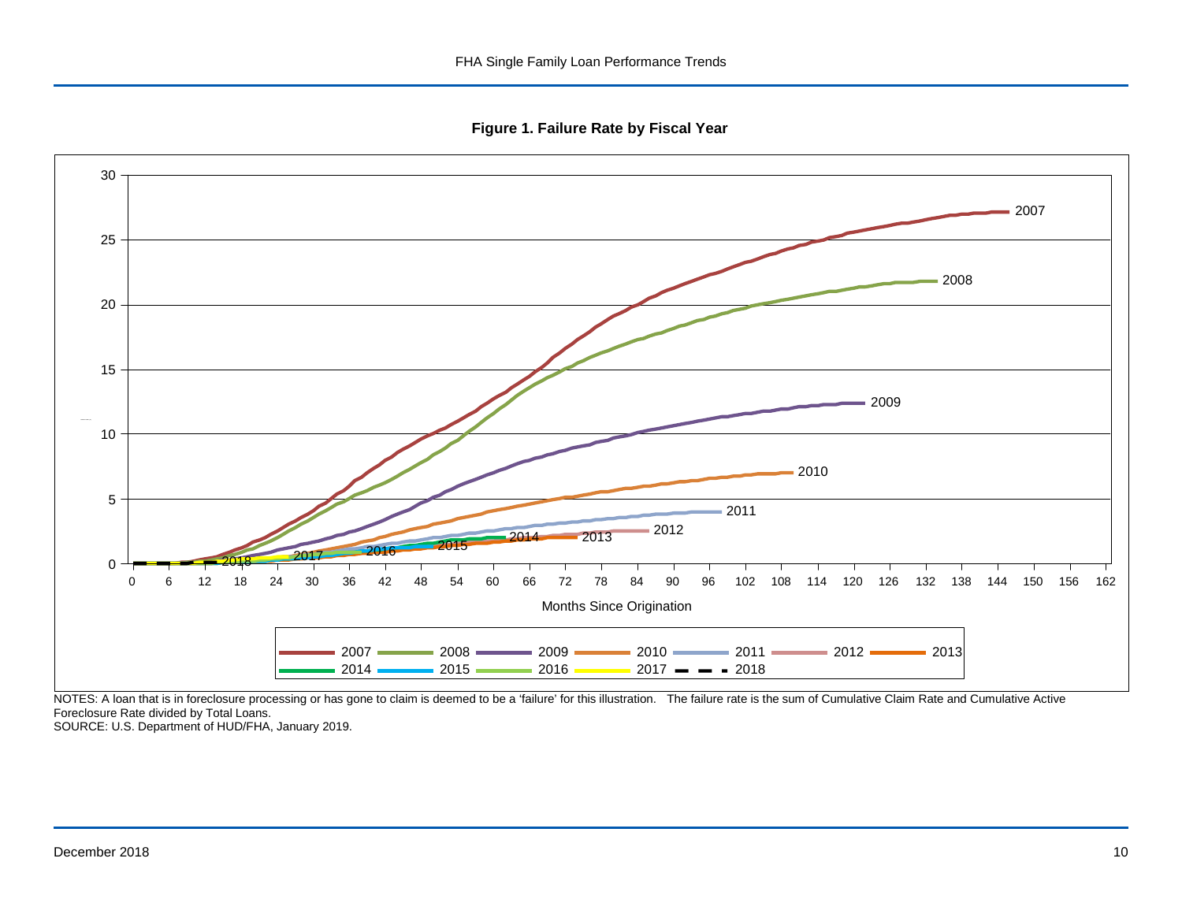**Figure 1. Failure Rate by Fiscal Year**

30
25
20
15
10
5
0

0 6 12 18 24 30 36 42 48 54 60 66 72 78 84 90 96 102 108 114 120 126 132 138 144 150 156 162

Months Since Origination

2007 2008 2009 2010 2011 2012 2013 2014 2015 2016 2017 2018

NOTES: A loan that is in foreclosure processing or has gone to claim is deemed to be a 'failure' for this illustration. The failure rate is the sum of Cumulative Claim Rate and Cumulative Active Foreclosure Rate divided by Total Loans.

SOURCE: U.S. Department of HUD/FHA, January 2019.